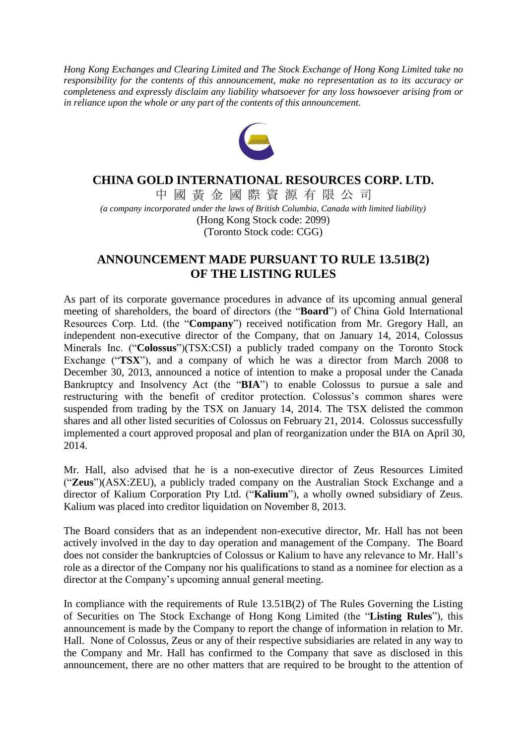*Hong Kong Exchanges and Clearing Limited and The Stock Exchange of Hong Kong Limited take no responsibility for the contents of this announcement, make no representation as to its accuracy or completeness and expressly disclaim any liability whatsoever for any loss howsoever arising from or in reliance upon the whole or any part of the contents of this announcement.*

# CHINA GOLD INTERNATIONAL RESOURCES CORP. LTD.

中 國 黃 金 國 際 資 源 有 限 公 司

*(a company incorporated under the laws of British Columbia, Canada with limited liability)*

(Hong Kong Stock code: 2099)
(Toronto Stock code: CGG)

## ANNOUNCEMENT MADE PURSUANT TO RULE 13.51B(2) OF THE LISTING RULES

As part of its corporate governance procedures in advance of its upcoming annual general meeting of shareholders, the board of directors (the "**Board**") of China Gold International Resources Corp. Ltd. (the "**Company**") received notification from Mr. Gregory Hall, an independent non-executive director of the Company, that on January 14, 2014, Colossus Minerals Inc. ("**Colossus**")(TSX:CSI) a publicly traded company on the Toronto Stock Exchange ("**TSX**"), and a company of which he was a director from March 2008 to December 30, 2013, announced a notice of intention to make a proposal under the Canada Bankruptcy and Insolvency Act (the "**BIA**") to enable Colossus to pursue a sale and restructuring with the benefit of creditor protection. Colossus's common shares were suspended from trading by the TSX on January 14, 2014. The TSX delisted the common shares and all other listed securities of Colossus on February 21, 2014. Colossus successfully implemented a court approved proposal and plan of reorganization under the BIA on April 30, 2014.

Mr. Hall, also advised that he is a non-executive director of Zeus Resources Limited ("**Zeus**")(ASX:ZEU), a publicly traded company on the Australian Stock Exchange and a director of Kalium Corporation Pty Ltd. ("**Kalium**"), a wholly owned subsidiary of Zeus. Kalium was placed into creditor liquidation on November 8, 2013.

The Board considers that as an independent non-executive director, Mr. Hall has not been actively involved in the day to day operation and management of the Company. The Board does not consider the bankruptcies of Colossus or Kalium to have any relevance to Mr. Hall's role as a director of the Company nor his qualifications to stand as a nominee for election as a director at the Company's upcoming annual general meeting.

In compliance with the requirements of Rule 13.51B(2) of The Rules Governing the Listing of Securities on The Stock Exchange of Hong Kong Limited (the "**Listing Rules**"), this announcement is made by the Company to report the change of information in relation to Mr. Hall. None of Colossus, Zeus or any of their respective subsidiaries are related in any way to the Company and Mr. Hall has confirmed to the Company that save as disclosed in this announcement, there are no other matters that are required to be brought to the attention of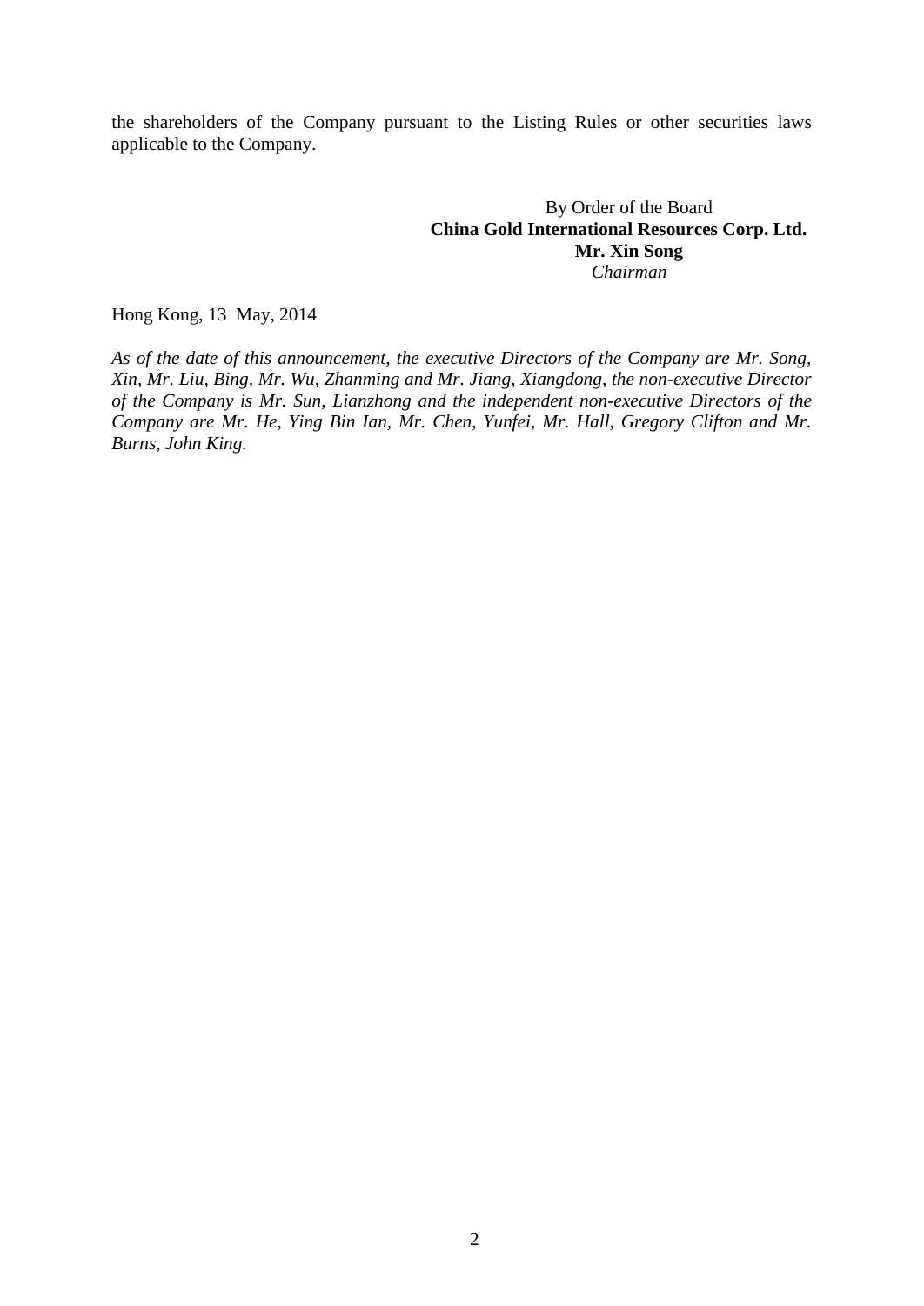the shareholders of the Company pursuant to the Listing Rules or other securities laws applicable to the Company.

By Order of the Board
**China Gold International Resources Corp. Ltd.**
**Mr. Xin Song**
*Chairman*

Hong Kong, 13 May, 2014

*As of the date of this announcement, the executive Directors of the Company are Mr. Song, Xin, Mr. Liu, Bing, Mr. Wu, Zhanming and Mr. Jiang, Xiangdong, the non-executive Director of the Company is Mr. Sun, Lianzhong and the independent non-executive Directors of the Company are Mr. He, Ying Bin Ian, Mr. Chen, Yunfei, Mr. Hall, Gregory Clifton and Mr. Burns, John King.*